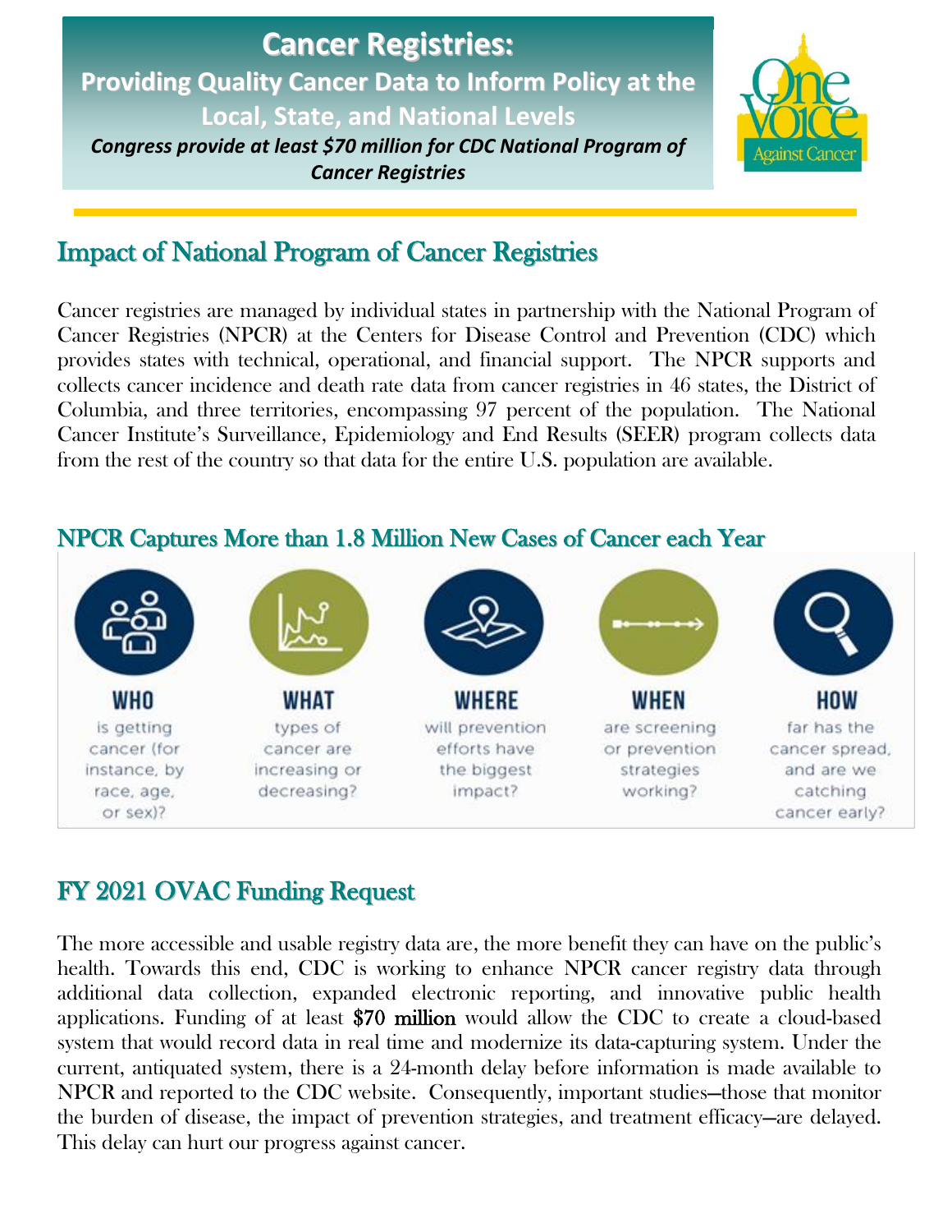# Cancer Registries:

## Providing Quality Cancer Data to Inform Policy at the Local, State, and National Levels

***Congress provide at least $70 million for CDC National Program of Cancer Registries***

## Impact of National Program of Cancer Registries

Cancer registries are managed by individual states in partnership with the National Program of Cancer Registries (NPCR) at the Centers for Disease Control and Prevention (CDC) which provides states with technical, operational, and financial support. The NPCR supports and collects cancer incidence and death rate data from cancer registries in 46 states, the District of Columbia, and three territories, encompassing 97 percent of the population. The National Cancer Institute's Surveillance, Epidemiology and End Results (SEER) program collects data from the rest of the country so that data for the entire U.S. population are available.

## NPCR Captures More than 1.8 Million New Cases of Cancer each Year

**WHO** is getting cancer (for instance, by race, age, or sex)?

**WHAT** types of cancer are increasing or decreasing?

**WHERE** will prevention efforts have the biggest impact?

**WHEN** are screening or prevention strategies working?

**HOW** far has the cancer spread, and are we catching cancer early?

## FY 2021 OVAC Funding Request

The more accessible and usable registry data are, the more benefit they can have on the public's health. Towards this end, CDC is working to enhance NPCR cancer registry data through additional data collection, expanded electronic reporting, and innovative public health applications. Funding of at least **$70 million** would allow the CDC to create a cloud-based system that would record data in real time and modernize its data-capturing system. Under the current, antiquated system, there is a 24-month delay before information is made available to NPCR and reported to the CDC website. Consequently, important studies—those that monitor the burden of disease, the impact of prevention strategies, and treatment efficacy—are delayed. This delay can hurt our progress against cancer.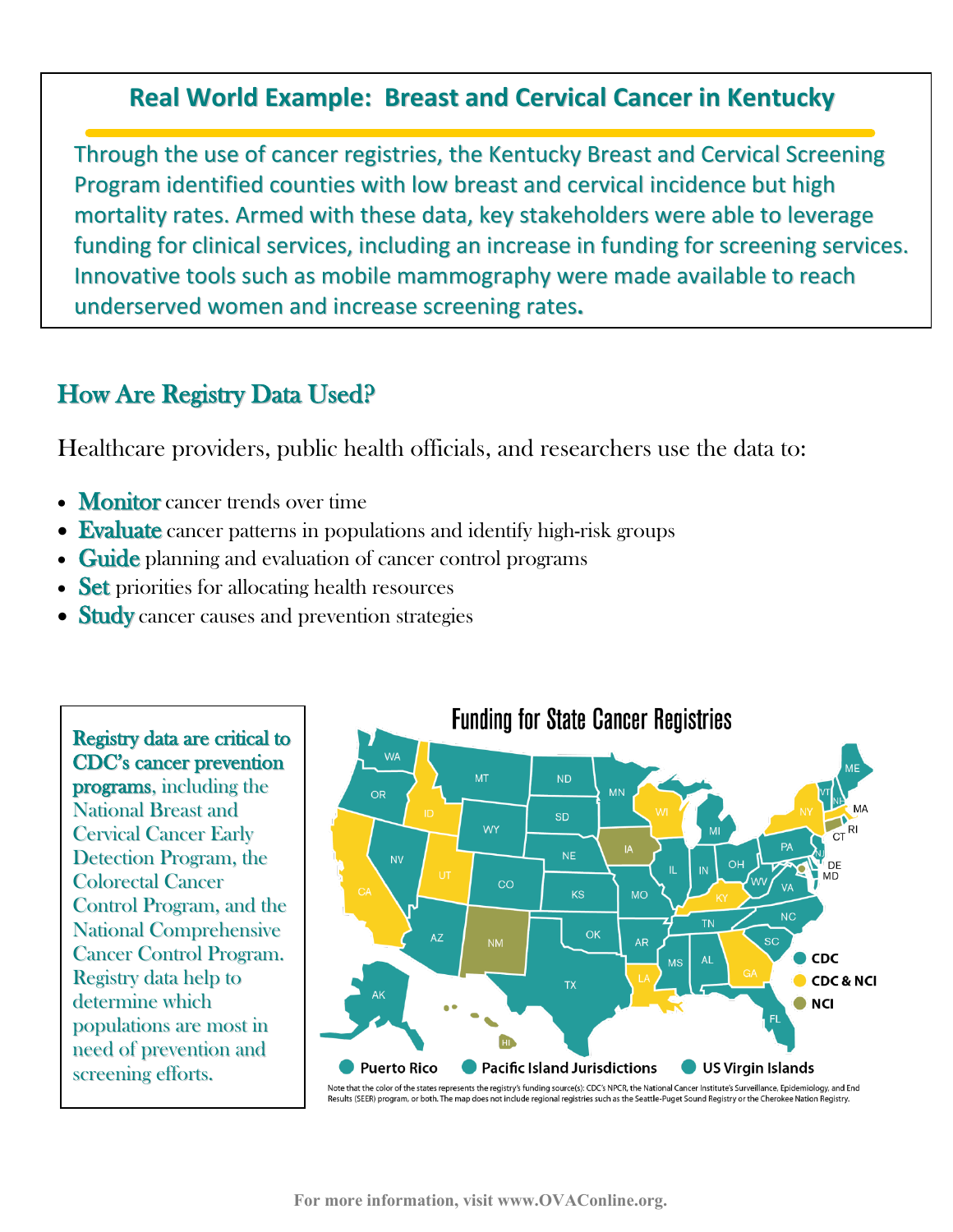## Real World Example: Breast and Cervical Cancer in Kentucky

Through the use of cancer registries, the Kentucky Breast and Cervical Screening Program identified counties with low breast and cervical incidence but high mortality rates. Armed with these data, key stakeholders were able to leverage funding for clinical services, including an increase in funding for screening services. Innovative tools such as mobile mammography were made available to reach underserved women and increase screening rates.

## How Are Registry Data Used?

Healthcare providers, public health officials, and researchers use the data to:

- **Monitor** cancer trends over time
- **Evaluate** cancer patterns in populations and identify high-risk groups
- **Guide** planning and evaluation of cancer control programs
- **Set** priorities for allocating health resources
- **Study** cancer causes and prevention strategies

**Registry data are critical to CDC's cancer prevention programs**, including the National Breast and Cervical Cancer Early Detection Program, the Colorectal Cancer Control Program, and the National Comprehensive Cancer Control Program. Registry data help to determine which populations are most in need of prevention and screening efforts.

### Funding for State Cancer Registries

WA, OR, ID, MT, ND, MN, WI, MI, NY, VT, NH, ME, MA, RI, CT, CA, NV, UT, WY, SD, NE, IA, IL, IN, OH, PA, NJ, DE, MD, CO, KS, MO, KY, WV, VA, NC, TN, SC, AZ, NM, OK, AR, MS, AL, GA, TX, LA, FL, AK, HI

CDC
CDC & NCI
NCI

Puerto Rico
Pacific Island Jurisdictions
US Virgin Islands

Note that the color of the states represents the registry's funding source(s): CDC's NPCR, the National Cancer Institute's Surveillance, Epidemiology, and End Results (SEER) program, or both. The map does not include regional registries such as the Seattle-Puget Sound Registry or the Cherokee Nation Registry.

For more information, visit www.OVAConline.org.